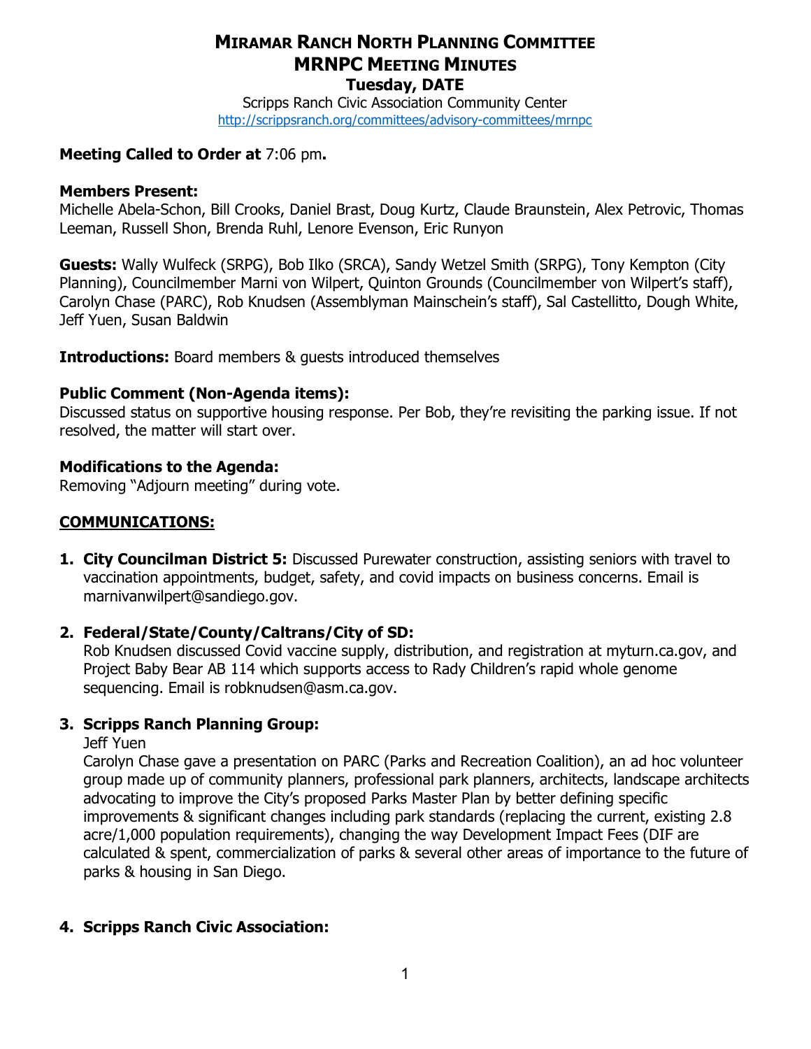# MIRAMAR RANCH NORTH PLANNING COMMITTEE
# MRNPC MEETING MINUTES
## Tuesday, DATE

Scripps Ranch Civic Association Community Center
http://scrippsranch.org/committees/advisory-committees/mrnpc

**Meeting Called to Order at** 7:06 pm**.**

**Members Present:**
Michelle Abela-Schon, Bill Crooks, Daniel Brast, Doug Kurtz, Claude Braunstein, Alex Petrovic, Thomas Leeman, Russell Shon, Brenda Ruhl, Lenore Evenson, Eric Runyon

**Guests:** Wally Wulfeck (SRPG), Bob Ilko (SRCA), Sandy Wetzel Smith (SRPG), Tony Kempton (City Planning), Councilmember Marni von Wilpert, Quinton Grounds (Councilmember von Wilpert's staff), Carolyn Chase (PARC), Rob Knudsen (Assemblyman Mainschein's staff), Sal Castellitto, Dough White, Jeff Yuen, Susan Baldwin

**Introductions:** Board members & guests introduced themselves

**Public Comment (Non-Agenda items):**
Discussed status on supportive housing response. Per Bob, they're revisiting the parking issue. If not resolved, the matter will start over.

**Modifications to the Agenda:**
Removing "Adjourn meeting" during vote.

**COMMUNICATIONS:**

1. **City Councilman District 5:** Discussed Purewater construction, assisting seniors with travel to vaccination appointments, budget, safety, and covid impacts on business concerns. Email is marnivanwilpert@sandiego.gov.

2. **Federal/State/County/Caltrans/City of SD:**
   Rob Knudsen discussed Covid vaccine supply, distribution, and registration at myturn.ca.gov, and Project Baby Bear AB 114 which supports access to Rady Children's rapid whole genome sequencing. Email is robknudsen@asm.ca.gov.

3. **Scripps Ranch Planning Group:**
   Jeff Yuen
   Carolyn Chase gave a presentation on PARC (Parks and Recreation Coalition), an ad hoc volunteer group made up of community planners, professional park planners, architects, landscape architects advocating to improve the City's proposed Parks Master Plan by better defining specific improvements & significant changes including park standards (replacing the current, existing 2.8 acre/1,000 population requirements), changing the way Development Impact Fees (DIF are calculated & spent, commercialization of parks & several other areas of importance to the future of parks & housing in San Diego.

4. **Scripps Ranch Civic Association:**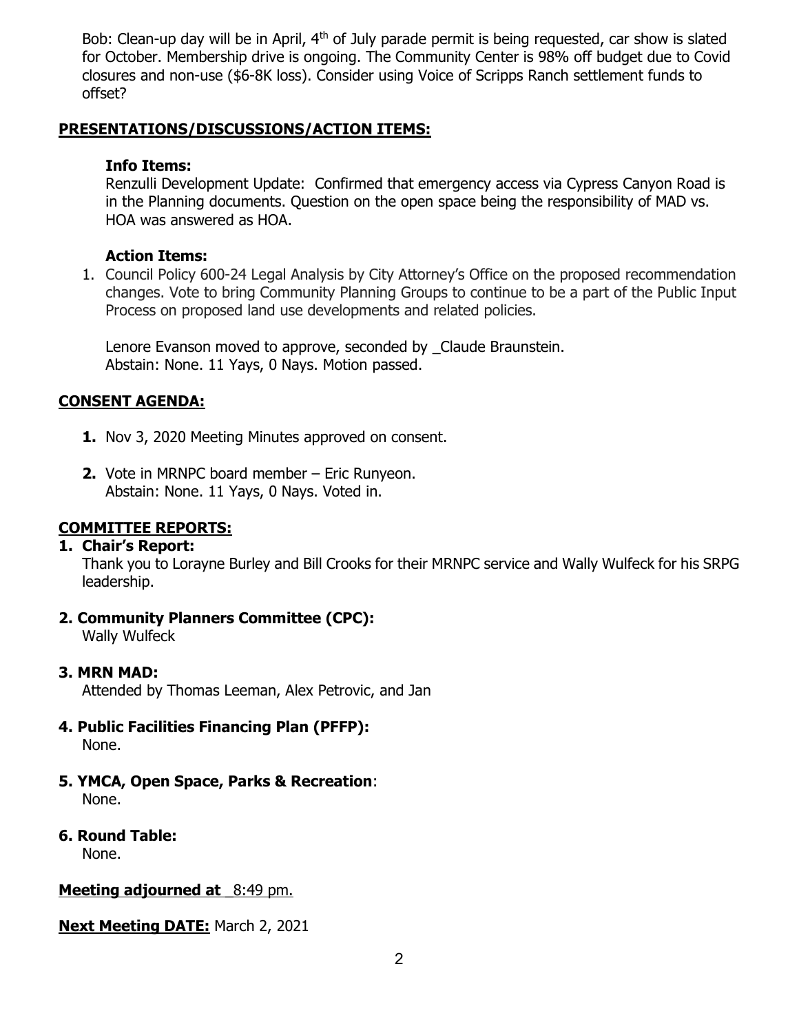Bob: Clean-up day will be in April, 4th of July parade permit is being requested, car show is slated for October. Membership drive is ongoing. The Community Center is 98% off budget due to Covid closures and non-use ($6-8K loss). Consider using Voice of Scripps Ranch settlement funds to offset?

## PRESENTATIONS/DISCUSSIONS/ACTION ITEMS:

### Info Items:

Renzulli Development Update: Confirmed that emergency access via Cypress Canyon Road is in the Planning documents. Question on the open space being the responsibility of MAD vs. HOA was answered as HOA.

### Action Items:

1. Council Policy 600-24 Legal Analysis by City Attorney's Office on the proposed recommendation changes. Vote to bring Community Planning Groups to continue to be a part of the Public Input Process on proposed land use developments and related policies.

   Lenore Evanson moved to approve, seconded by _Claude Braunstein.
   Abstain: None. 11 Yays, 0 Nays. Motion passed.

## CONSENT AGENDA:

1. Nov 3, 2020 Meeting Minutes approved on consent.
2. Vote in MRNPC board member – Eric Runyeon.
   Abstain: None. 11 Yays, 0 Nays. Voted in.

## COMMITTEE REPORTS:

**1. Chair's Report:**
Thank you to Lorayne Burley and Bill Crooks for their MRNPC service and Wally Wulfeck for his SRPG leadership.

**2. Community Planners Committee (CPC):**
Wally Wulfeck

**3. MRN MAD:**
Attended by Thomas Leeman, Alex Petrovic, and Jan

**4. Public Facilities Financing Plan (PFFP):**
None.

**5. YMCA, Open Space, Parks & Recreation**:
None.

**6. Round Table:**
None.

**Meeting adjourned at** _8:49 pm.

**Next Meeting DATE:** March 2, 2021